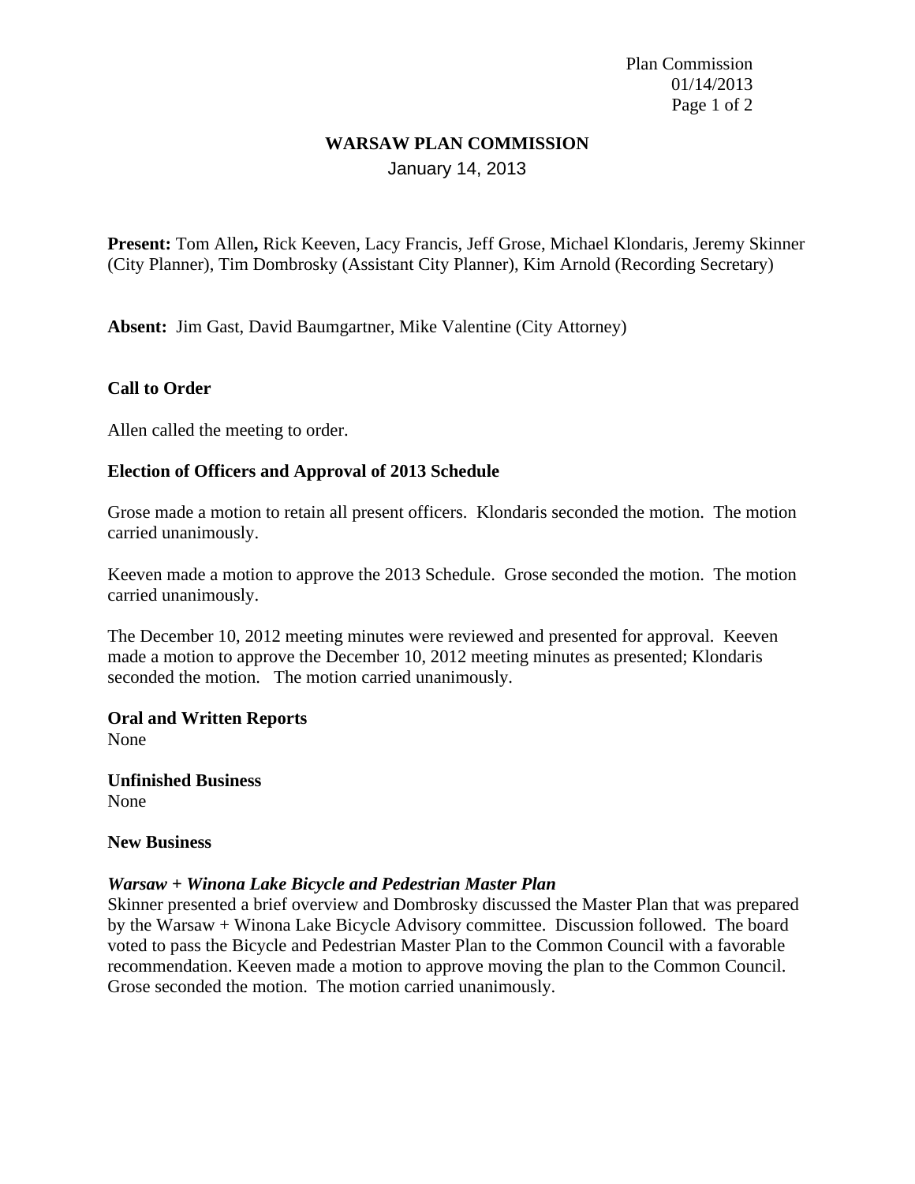# WARSAW PLAN COMMISSION

January 14, 2013

**Present:** Tom Allen**,** Rick Keeven, Lacy Francis, Jeff Grose, Michael Klondaris, Jeremy Skinner (City Planner), Tim Dombrosky (Assistant City Planner), Kim Arnold (Recording Secretary)

**Absent:** Jim Gast, David Baumgartner, Mike Valentine (City Attorney)

**Call to Order**

Allen called the meeting to order.

**Election of Officers and Approval of 2013 Schedule**

Grose made a motion to retain all present officers. Klondaris seconded the motion. The motion carried unanimously.

Keeven made a motion to approve the 2013 Schedule. Grose seconded the motion. The motion carried unanimously.

The December 10, 2012 meeting minutes were reviewed and presented for approval. Keeven made a motion to approve the December 10, 2012 meeting minutes as presented; Klondaris seconded the motion. The motion carried unanimously.

**Oral and Written Reports**

None

**Unfinished Business**

None

**New Business**

***Warsaw + Winona Lake Bicycle and Pedestrian Master Plan***

Skinner presented a brief overview and Dombrosky discussed the Master Plan that was prepared by the Warsaw + Winona Lake Bicycle Advisory committee. Discussion followed. The board voted to pass the Bicycle and Pedestrian Master Plan to the Common Council with a favorable recommendation. Keeven made a motion to approve moving the plan to the Common Council. Grose seconded the motion. The motion carried unanimously.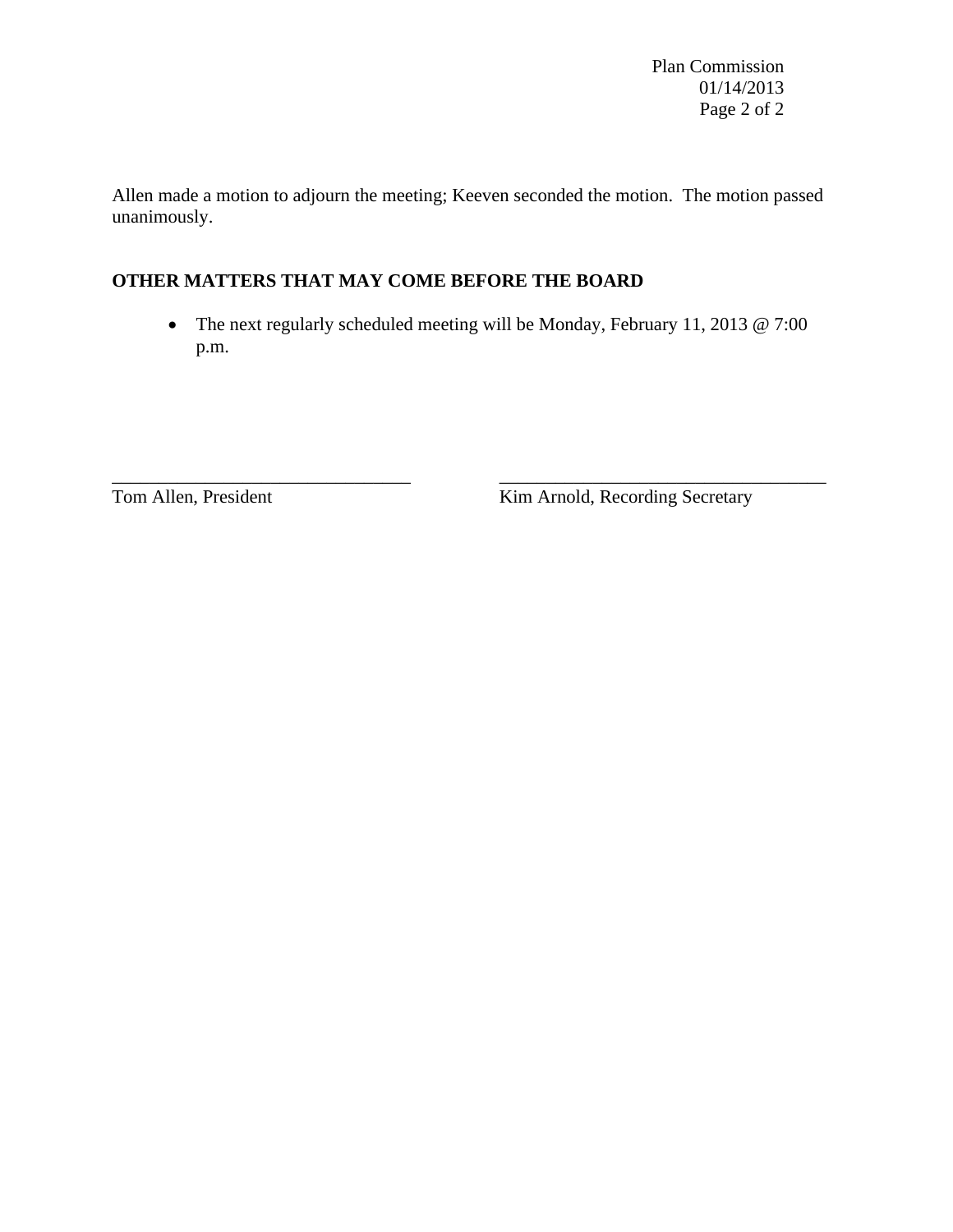Allen made a motion to adjourn the meeting; Keeven seconded the motion. The motion passed unanimously.

**OTHER MATTERS THAT MAY COME BEFORE THE BOARD**

- The next regularly scheduled meeting will be Monday, February 11, 2013 @ 7:00 p.m.

| | |
|---|---|
| _______________________________ | __________________________________ |
| Tom Allen, President | Kim Arnold, Recording Secretary |